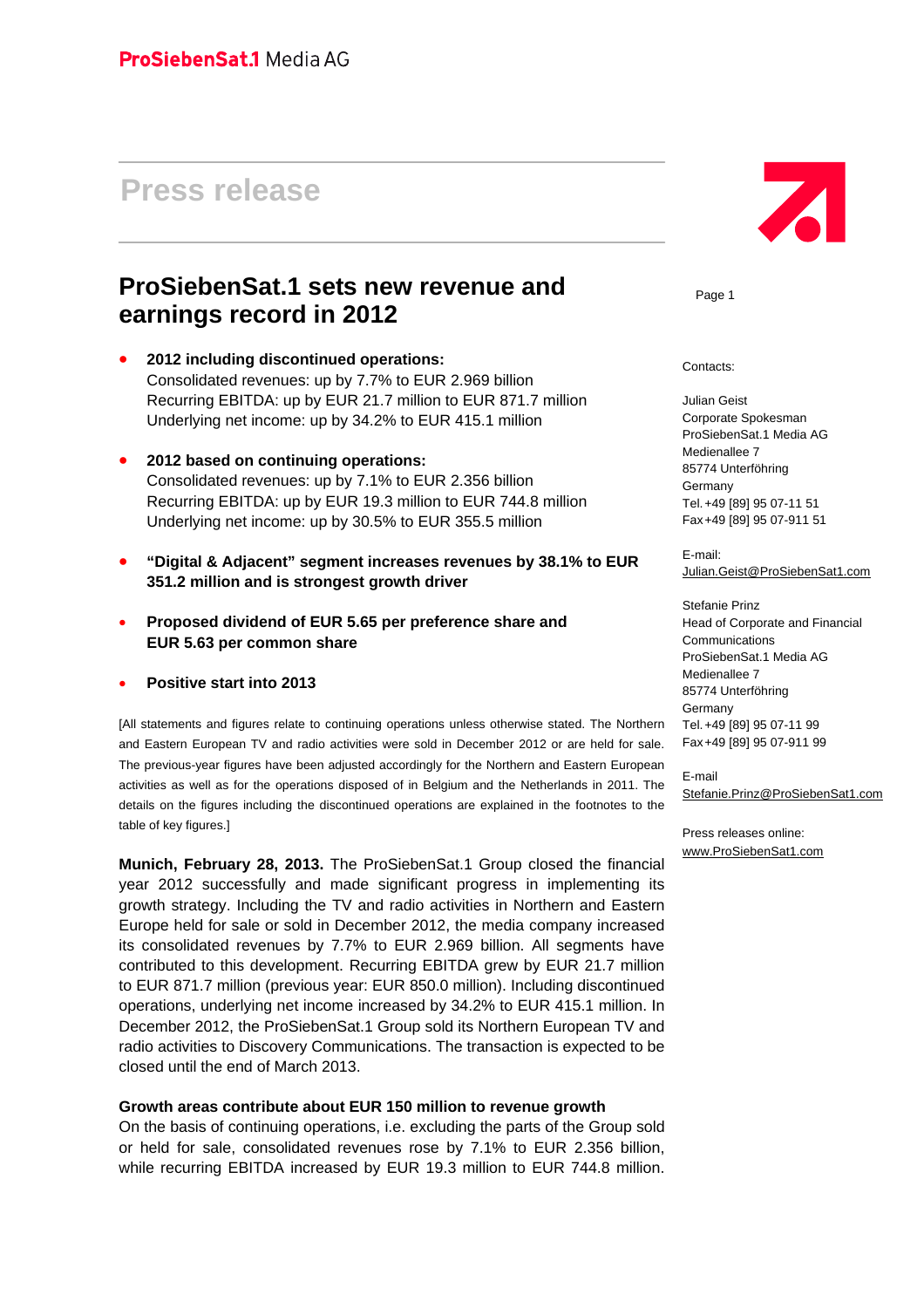ProSiebenSat.1 Media AG

# Press release

## ProSiebenSat.1 sets new revenue and earnings record in 2012

- **2012 including discontinued operations:**
  Consolidated revenues: up by 7.7% to EUR 2.969 billion
  Recurring EBITDA: up by EUR 21.7 million to EUR 871.7 million
  Underlying net income: up by 34.2% to EUR 415.1 million

- **2012 based on continuing operations:**
  Consolidated revenues: up by 7.1% to EUR 2.356 billion
  Recurring EBITDA: up by EUR 19.3 million to EUR 744.8 million
  Underlying net income: up by 30.5% to EUR 355.5 million

- **"Digital & Adjacent" segment increases revenues by 38.1% to EUR 351.2 million and is strongest growth driver**

- **Proposed dividend of EUR 5.65 per preference share and EUR 5.63 per common share**

- **Positive start into 2013**

[All statements and figures relate to continuing operations unless otherwise stated. The Northern and Eastern European TV and radio activities were sold in December 2012 or are held for sale. The previous-year figures have been adjusted accordingly for the Northern and Eastern European activities as well as for the operations disposed of in Belgium and the Netherlands in 2011. The details on the figures including the discontinued operations are explained in the footnotes to the table of key figures.]

**Munich, February 28, 2013.** The ProSiebenSat.1 Group closed the financial year 2012 successfully and made significant progress in implementing its growth strategy. Including the TV and radio activities in Northern and Eastern Europe held for sale or sold in December 2012, the media company increased its consolidated revenues by 7.7% to EUR 2.969 billion. All segments have contributed to this development. Recurring EBITDA grew by EUR 21.7 million to EUR 871.7 million (previous year: EUR 850.0 million). Including discontinued operations, underlying net income increased by 34.2% to EUR 415.1 million. In December 2012, the ProSiebenSat.1 Group sold its Northern European TV and radio activities to Discovery Communications. The transaction is expected to be closed until the end of March 2013.

### Growth areas contribute about EUR 150 million to revenue growth

On the basis of continuing operations, i.e. excluding the parts of the Group sold or held for sale, consolidated revenues rose by 7.1% to EUR 2.356 billion, while recurring EBITDA increased by EUR 19.3 million to EUR 744.8 million.

Contacts:

Julian Geist
Corporate Spokesman
ProSiebenSat.1 Media AG
Medienallee 7
85774 Unterföhring
Germany
Tel. +49 [89] 95 07-11 51
Fax +49 [89] 95 07-911 51

E-mail:
Julian.Geist@ProSiebenSat1.com

Stefanie Prinz
Head of Corporate and Financial Communications
ProSiebenSat.1 Media AG
Medienallee 7
85774 Unterföhring
Germany
Tel. +49 [89] 95 07-11 99
Fax +49 [89] 95 07-911 99

E-mail
Stefanie.Prinz@ProSiebenSat1.com

Press releases online:
www.ProSiebenSat1.com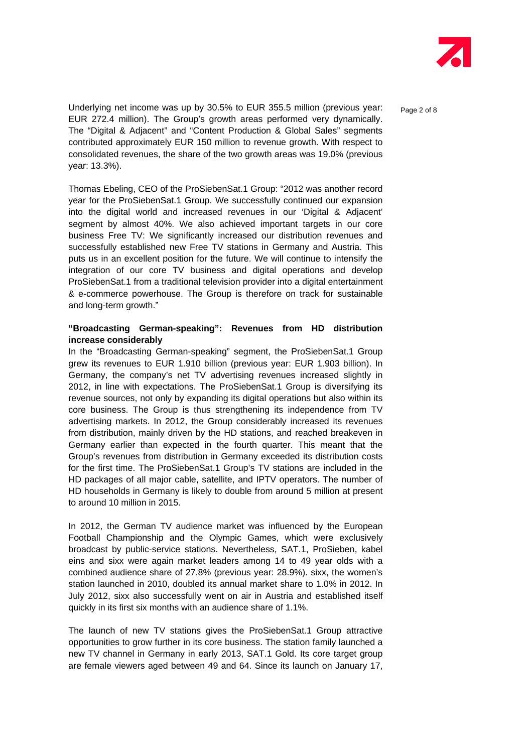Underlying net income was up by 30.5% to EUR 355.5 million (previous year: EUR 272.4 million). The Group's growth areas performed very dynamically. The "Digital & Adjacent" and "Content Production & Global Sales" segments contributed approximately EUR 150 million to revenue growth. With respect to consolidated revenues, the share of the two growth areas was 19.0% (previous year: 13.3%).

Thomas Ebeling, CEO of the ProSiebenSat.1 Group: "2012 was another record year for the ProSiebenSat.1 Group. We successfully continued our expansion into the digital world and increased revenues in our 'Digital & Adjacent' segment by almost 40%. We also achieved important targets in our core business Free TV: We significantly increased our distribution revenues and successfully established new Free TV stations in Germany and Austria. This puts us in an excellent position for the future. We will continue to intensify the integration of our core TV business and digital operations and develop ProSiebenSat.1 from a traditional television provider into a digital entertainment & e-commerce powerhouse. The Group is therefore on track for sustainable and long-term growth."

**"Broadcasting German-speaking": Revenues from HD distribution increase considerably**

In the "Broadcasting German-speaking" segment, the ProSiebenSat.1 Group grew its revenues to EUR 1.910 billion (previous year: EUR 1.903 billion). In Germany, the company's net TV advertising revenues increased slightly in 2012, in line with expectations. The ProSiebenSat.1 Group is diversifying its revenue sources, not only by expanding its digital operations but also within its core business. The Group is thus strengthening its independence from TV advertising markets. In 2012, the Group considerably increased its revenues from distribution, mainly driven by the HD stations, and reached breakeven in Germany earlier than expected in the fourth quarter. This meant that the Group's revenues from distribution in Germany exceeded its distribution costs for the first time. The ProSiebenSat.1 Group's TV stations are included in the HD packages of all major cable, satellite, and IPTV operators. The number of HD households in Germany is likely to double from around 5 million at present to around 10 million in 2015.

In 2012, the German TV audience market was influenced by the European Football Championship and the Olympic Games, which were exclusively broadcast by public-service stations. Nevertheless, SAT.1, ProSieben, kabel eins and sixx were again market leaders among 14 to 49 year olds with a combined audience share of 27.8% (previous year: 28.9%). sixx, the women's station launched in 2010, doubled its annual market share to 1.0% in 2012. In July 2012, sixx also successfully went on air in Austria and established itself quickly in its first six months with an audience share of 1.1%.

The launch of new TV stations gives the ProSiebenSat.1 Group attractive opportunities to grow further in its core business. The station family launched a new TV channel in Germany in early 2013, SAT.1 Gold. Its core target group are female viewers aged between 49 and 64. Since its launch on January 17,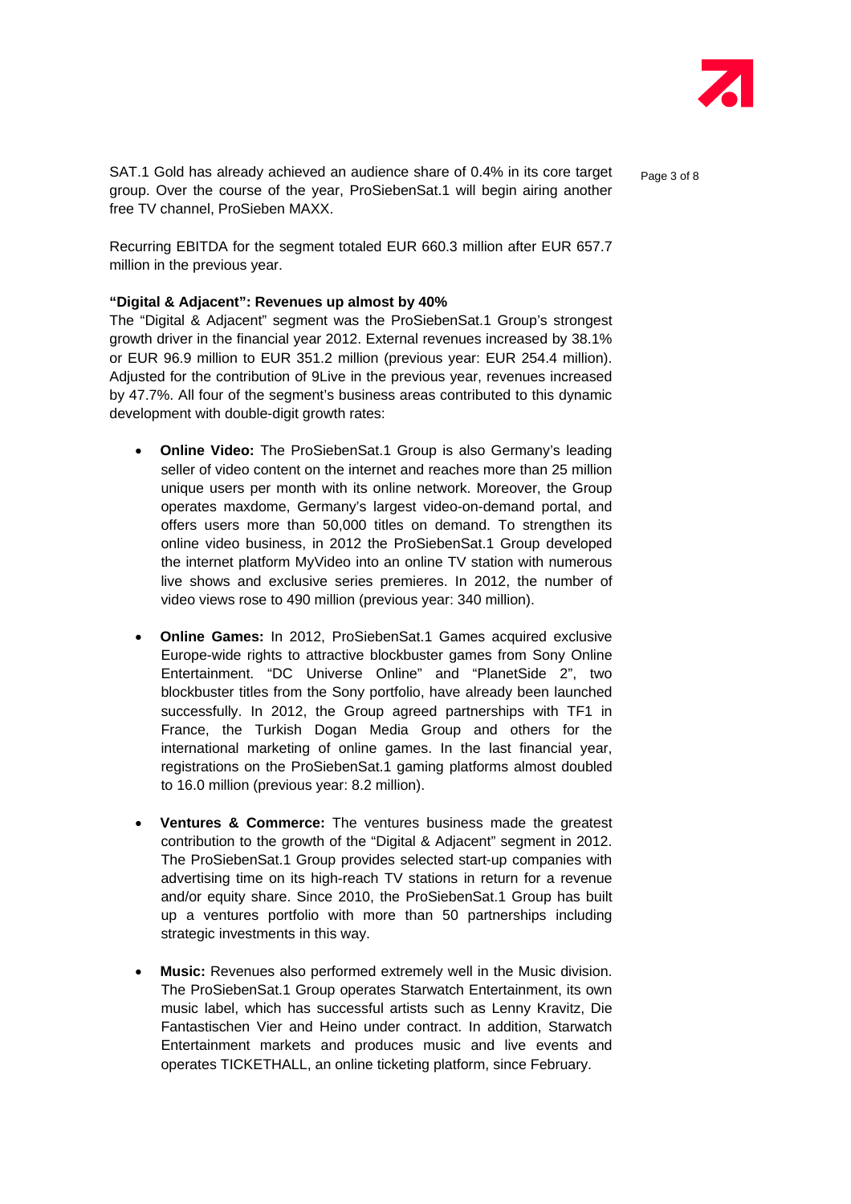SAT.1 Gold has already achieved an audience share of 0.4% in its core target group. Over the course of the year, ProSiebenSat.1 will begin airing another free TV channel, ProSieben MAXX.

Recurring EBITDA for the segment totaled EUR 660.3 million after EUR 657.7 million in the previous year.

**"Digital & Adjacent": Revenues up almost by 40%**

The "Digital & Adjacent" segment was the ProSiebenSat.1 Group's strongest growth driver in the financial year 2012. External revenues increased by 38.1% or EUR 96.9 million to EUR 351.2 million (previous year: EUR 254.4 million). Adjusted for the contribution of 9Live in the previous year, revenues increased by 47.7%. All four of the segment's business areas contributed to this dynamic development with double-digit growth rates:

- **Online Video:** The ProSiebenSat.1 Group is also Germany's leading seller of video content on the internet and reaches more than 25 million unique users per month with its online network. Moreover, the Group operates maxdome, Germany's largest video-on-demand portal, and offers users more than 50,000 titles on demand. To strengthen its online video business, in 2012 the ProSiebenSat.1 Group developed the internet platform MyVideo into an online TV station with numerous live shows and exclusive series premieres. In 2012, the number of video views rose to 490 million (previous year: 340 million).

- **Online Games:** In 2012, ProSiebenSat.1 Games acquired exclusive Europe-wide rights to attractive blockbuster games from Sony Online Entertainment. "DC Universe Online" and "PlanetSide 2", two blockbuster titles from the Sony portfolio, have already been launched successfully. In 2012, the Group agreed partnerships with TF1 in France, the Turkish Dogan Media Group and others for the international marketing of online games. In the last financial year, registrations on the ProSiebenSat.1 gaming platforms almost doubled to 16.0 million (previous year: 8.2 million).

- **Ventures & Commerce:** The ventures business made the greatest contribution to the growth of the "Digital & Adjacent" segment in 2012. The ProSiebenSat.1 Group provides selected start-up companies with advertising time on its high-reach TV stations in return for a revenue and/or equity share. Since 2010, the ProSiebenSat.1 Group has built up a ventures portfolio with more than 50 partnerships including strategic investments in this way.

- **Music:** Revenues also performed extremely well in the Music division. The ProSiebenSat.1 Group operates Starwatch Entertainment, its own music label, which has successful artists such as Lenny Kravitz, Die Fantastischen Vier and Heino under contract. In addition, Starwatch Entertainment markets and produces music and live events and operates TICKETHALL, an online ticketing platform, since February.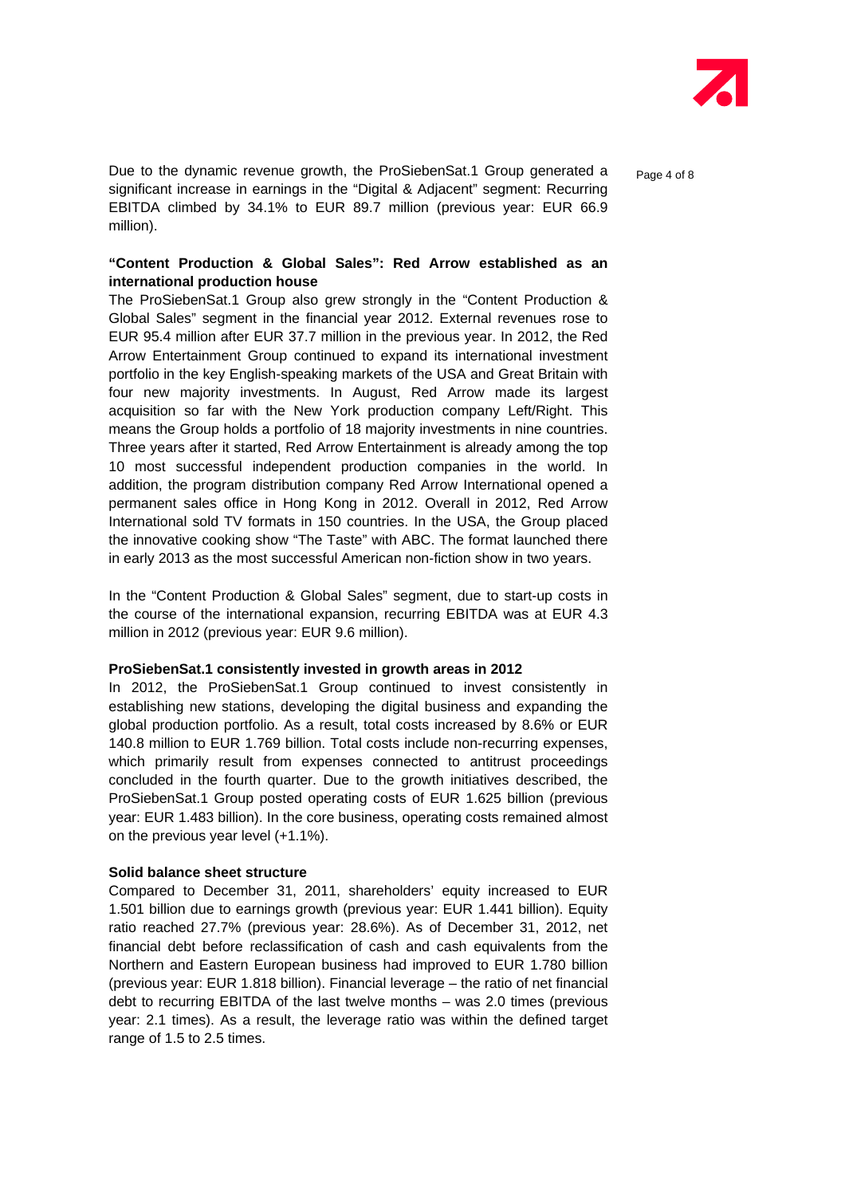Due to the dynamic revenue growth, the ProSiebenSat.1 Group generated a significant increase in earnings in the "Digital & Adjacent" segment: Recurring EBITDA climbed by 34.1% to EUR 89.7 million (previous year: EUR 66.9 million).

**"Content Production & Global Sales": Red Arrow established as an international production house**

The ProSiebenSat.1 Group also grew strongly in the "Content Production & Global Sales" segment in the financial year 2012. External revenues rose to EUR 95.4 million after EUR 37.7 million in the previous year. In 2012, the Red Arrow Entertainment Group continued to expand its international investment portfolio in the key English-speaking markets of the USA and Great Britain with four new majority investments. In August, Red Arrow made its largest acquisition so far with the New York production company Left/Right. This means the Group holds a portfolio of 18 majority investments in nine countries. Three years after it started, Red Arrow Entertainment is already among the top 10 most successful independent production companies in the world. In addition, the program distribution company Red Arrow International opened a permanent sales office in Hong Kong in 2012. Overall in 2012, Red Arrow International sold TV formats in 150 countries. In the USA, the Group placed the innovative cooking show "The Taste" with ABC. The format launched there in early 2013 as the most successful American non-fiction show in two years.

In the "Content Production & Global Sales" segment, due to start-up costs in the course of the international expansion, recurring EBITDA was at EUR 4.3 million in 2012 (previous year: EUR 9.6 million).

**ProSiebenSat.1 consistently invested in growth areas in 2012**

In 2012, the ProSiebenSat.1 Group continued to invest consistently in establishing new stations, developing the digital business and expanding the global production portfolio. As a result, total costs increased by 8.6% or EUR 140.8 million to EUR 1.769 billion. Total costs include non-recurring expenses, which primarily result from expenses connected to antitrust proceedings concluded in the fourth quarter. Due to the growth initiatives described, the ProSiebenSat.1 Group posted operating costs of EUR 1.625 billion (previous year: EUR 1.483 billion). In the core business, operating costs remained almost on the previous year level (+1.1%).

**Solid balance sheet structure**

Compared to December 31, 2011, shareholders' equity increased to EUR 1.501 billion due to earnings growth (previous year: EUR 1.441 billion). Equity ratio reached 27.7% (previous year: 28.6%). As of December 31, 2012, net financial debt before reclassification of cash and cash equivalents from the Northern and Eastern European business had improved to EUR 1.780 billion (previous year: EUR 1.818 billion). Financial leverage – the ratio of net financial debt to recurring EBITDA of the last twelve months – was 2.0 times (previous year: 2.1 times). As a result, the leverage ratio was within the defined target range of 1.5 to 2.5 times.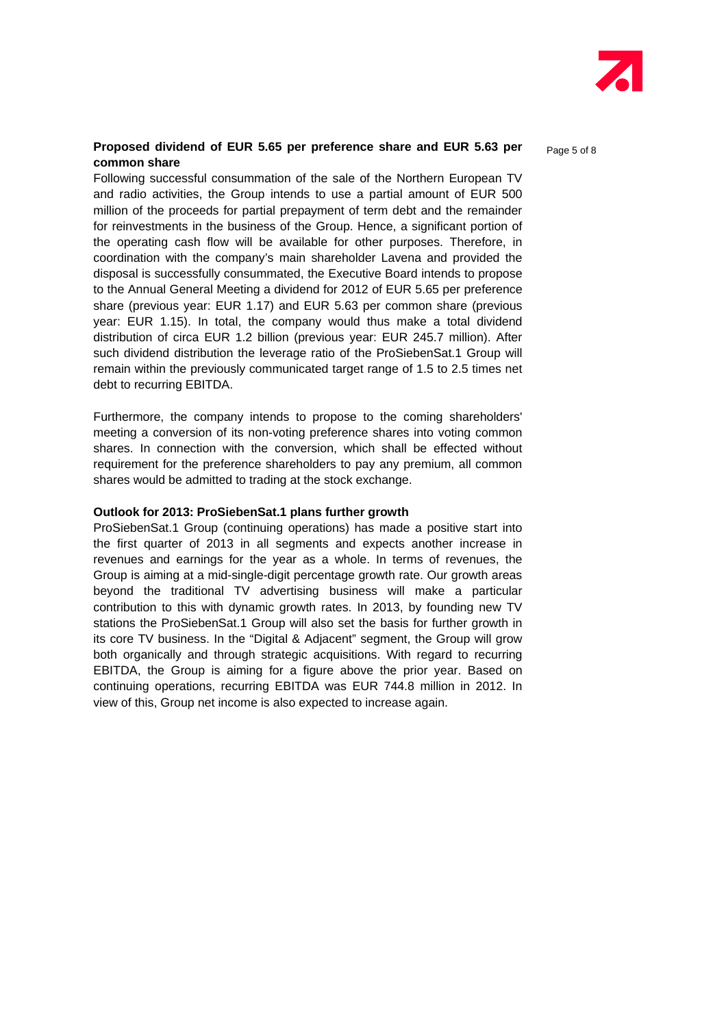**Proposed dividend of EUR 5.65 per preference share and EUR 5.63 per common share**

Following successful consummation of the sale of the Northern European TV and radio activities, the Group intends to use a partial amount of EUR 500 million of the proceeds for partial prepayment of term debt and the remainder for reinvestments in the business of the Group. Hence, a significant portion of the operating cash flow will be available for other purposes. Therefore, in coordination with the company's main shareholder Lavena and provided the disposal is successfully consummated, the Executive Board intends to propose to the Annual General Meeting a dividend for 2012 of EUR 5.65 per preference share (previous year: EUR 1.17) and EUR 5.63 per common share (previous year: EUR 1.15). In total, the company would thus make a total dividend distribution of circa EUR 1.2 billion (previous year: EUR 245.7 million). After such dividend distribution the leverage ratio of the ProSiebenSat.1 Group will remain within the previously communicated target range of 1.5 to 2.5 times net debt to recurring EBITDA.

Furthermore, the company intends to propose to the coming shareholders' meeting a conversion of its non-voting preference shares into voting common shares. In connection with the conversion, which shall be effected without requirement for the preference shareholders to pay any premium, all common shares would be admitted to trading at the stock exchange.

**Outlook for 2013: ProSiebenSat.1 plans further growth**

ProSiebenSat.1 Group (continuing operations) has made a positive start into the first quarter of 2013 in all segments and expects another increase in revenues and earnings for the year as a whole. In terms of revenues, the Group is aiming at a mid-single-digit percentage growth rate. Our growth areas beyond the traditional TV advertising business will make a particular contribution to this with dynamic growth rates. In 2013, by founding new TV stations the ProSiebenSat.1 Group will also set the basis for further growth in its core TV business. In the "Digital & Adjacent" segment, the Group will grow both organically and through strategic acquisitions. With regard to recurring EBITDA, the Group is aiming for a figure above the prior year. Based on continuing operations, recurring EBITDA was EUR 744.8 million in 2012. In view of this, Group net income is also expected to increase again.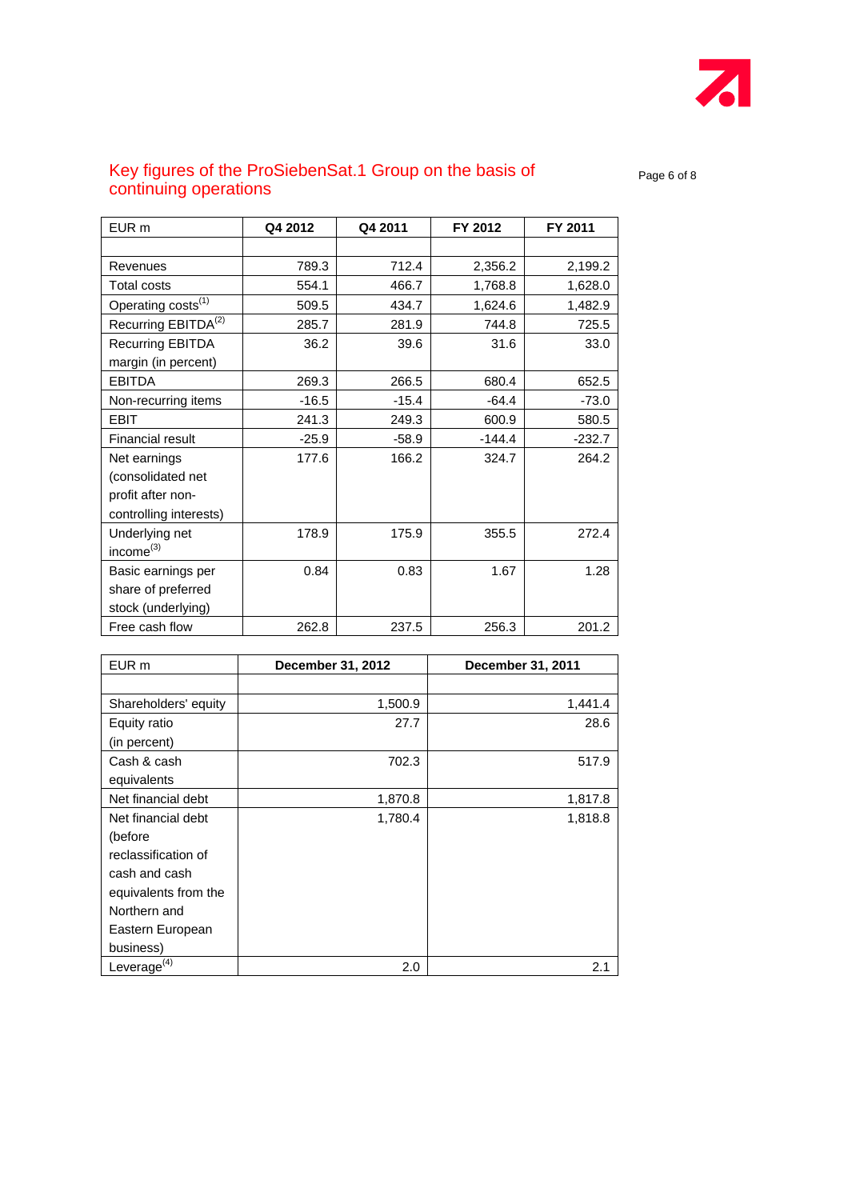# Key figures of the ProSiebenSat.1 Group on the basis of continuing operations

| EUR m | Q4 2012 | Q4 2011 | FY 2012 | FY 2011 |
|---|---|---|---|---|
| | | | | |
| Revenues | 789.3 | 712.4 | 2,356.2 | 2,199.2 |
| Total costs | 554.1 | 466.7 | 1,768.8 | 1,628.0 |
| Operating costs[1] | 509.5 | 434.7 | 1,624.6 | 1,482.9 |
| Recurring EBITDA[2] | 285.7 | 281.9 | 744.8 | 725.5 |
| Recurring EBITDA margin (in percent) | 36.2 | 39.6 | 31.6 | 33.0 |
| EBITDA | 269.3 | 266.5 | 680.4 | 652.5 |
| Non-recurring items | -16.5 | -15.4 | -64.4 | -73.0 |
| EBIT | 241.3 | 249.3 | 600.9 | 580.5 |
| Financial result | -25.9 | -58.9 | -144.4 | -232.7 |
| Net earnings (consolidated net profit after non-controlling interests) | 177.6 | 166.2 | 324.7 | 264.2 |
| Underlying net income[3] | 178.9 | 175.9 | 355.5 | 272.4 |
| Basic earnings per share of preferred stock (underlying) | 0.84 | 0.83 | 1.67 | 1.28 |
| Free cash flow | 262.8 | 237.5 | 256.3 | 201.2 |

| EUR m | December 31, 2012 | December 31, 2011 |
|---|---|---|
| | | |
| Shareholders' equity | 1,500.9 | 1,441.4 |
| Equity ratio (in percent) | 27.7 | 28.6 |
| Cash & cash equivalents | 702.3 | 517.9 |
| Net financial debt | 1,870.8 | 1,817.8 |
| Net financial debt (before reclassification of cash and cash equivalents from the Northern and Eastern European business) | 1,780.4 | 1,818.8 |
| Leverage[4] | 2.0 | 2.1 |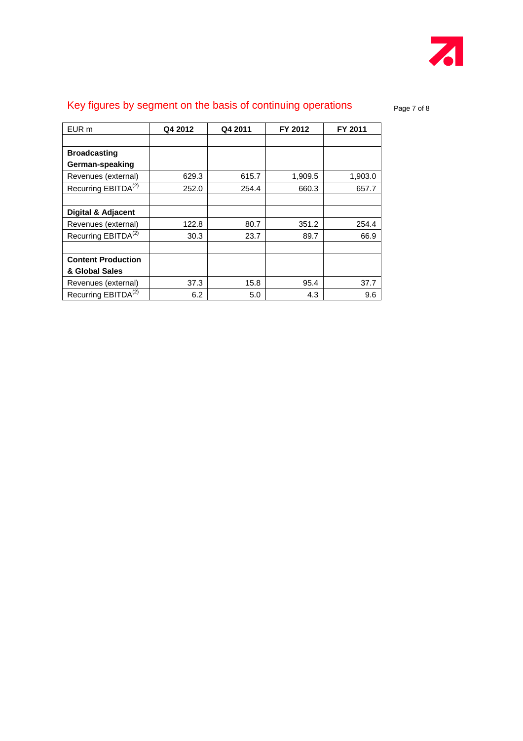## Key figures by segment on the basis of continuing operations

| EUR m | Q4 2012 | Q4 2011 | FY 2012 | FY 2011 |
|---|---|---|---|---|
| | | | | |
| **Broadcasting German-speaking** | | | | |
| Revenues (external) | 629.3 | 615.7 | 1,909.5 | 1,903.0 |
| Recurring EBITDA[(2)] | 252.0 | 254.4 | 660.3 | 657.7 |
| | | | | |
| **Digital & Adjacent** | | | | |
| Revenues (external) | 122.8 | 80.7 | 351.2 | 254.4 |
| Recurring EBITDA[(2)] | 30.3 | 23.7 | 89.7 | 66.9 |
| | | | | |
| **Content Production & Global Sales** | | | | |
| Revenues (external) | 37.3 | 15.8 | 95.4 | 37.7 |
| Recurring EBITDA[(2)] | 6.2 | 5.0 | 4.3 | 9.6 |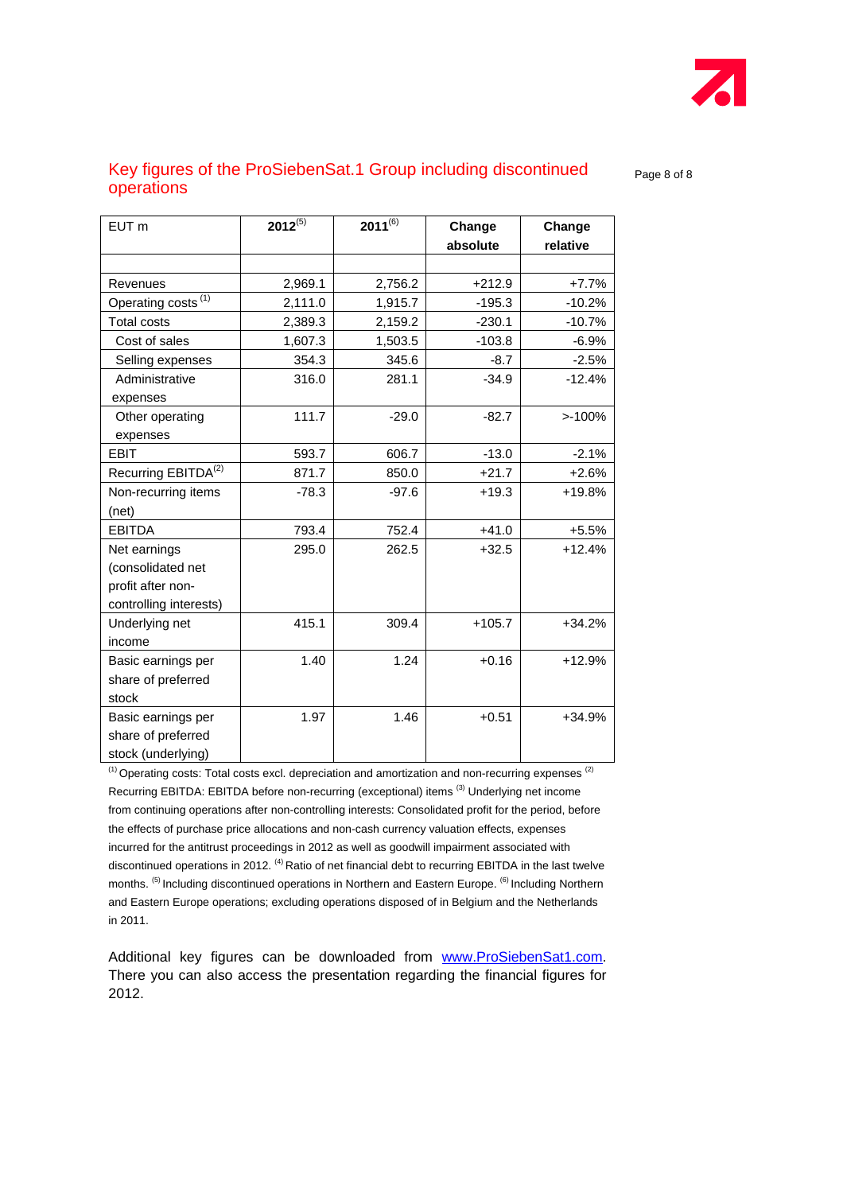## Key figures of the ProSiebenSat.1 Group including discontinued operations

| EUT m | 2012[5] | 2011[6] | Change absolute | Change relative |
|---|---|---|---|---|
| | | | | |
| Revenues | 2,969.1 | 2,756.2 | +212.9 | +7.7% |
| Operating costs [1] | 2,111.0 | 1,915.7 | -195.3 | -10.2% |
| Total costs | 2,389.3 | 2,159.2 | -230.1 | -10.7% |
| Cost of sales | 1,607.3 | 1,503.5 | -103.8 | -6.9% |
| Selling expenses | 354.3 | 345.6 | -8.7 | -2.5% |
| Administrative expenses | 316.0 | 281.1 | -34.9 | -12.4% |
| Other operating expenses | 111.7 | -29.0 | -82.7 | >-100% |
| EBIT | 593.7 | 606.7 | -13.0 | -2.1% |
| Recurring EBITDA[2] | 871.7 | 850.0 | +21.7 | +2.6% |
| Non-recurring items (net) | -78.3 | -97.6 | +19.3 | +19.8% |
| EBITDA | 793.4 | 752.4 | +41.0 | +5.5% |
| Net earnings (consolidated net profit after non-controlling interests) | 295.0 | 262.5 | +32.5 | +12.4% |
| Underlying net income | 415.1 | 309.4 | +105.7 | +34.2% |
| Basic earnings per share of preferred stock | 1.40 | 1.24 | +0.16 | +12.9% |
| Basic earnings per share of preferred stock (underlying) | 1.97 | 1.46 | +0.51 | +34.9% |

[1] Operating costs: Total costs excl. depreciation and amortization and non-recurring expenses [2] Recurring EBITDA: EBITDA before non-recurring (exceptional) items [3] Underlying net income from continuing operations after non-controlling interests: Consolidated profit for the period, before the effects of purchase price allocations and non-cash currency valuation effects, expenses incurred for the antitrust proceedings in 2012 as well as goodwill impairment associated with discontinued operations in 2012. [4] Ratio of net financial debt to recurring EBITDA in the last twelve months. [5] Including discontinued operations in Northern and Eastern Europe. [6] Including Northern and Eastern Europe operations; excluding operations disposed of in Belgium and the Netherlands in 2011.

Additional key figures can be downloaded from www.ProSiebenSat1.com. There you can also access the presentation regarding the financial figures for 2012.